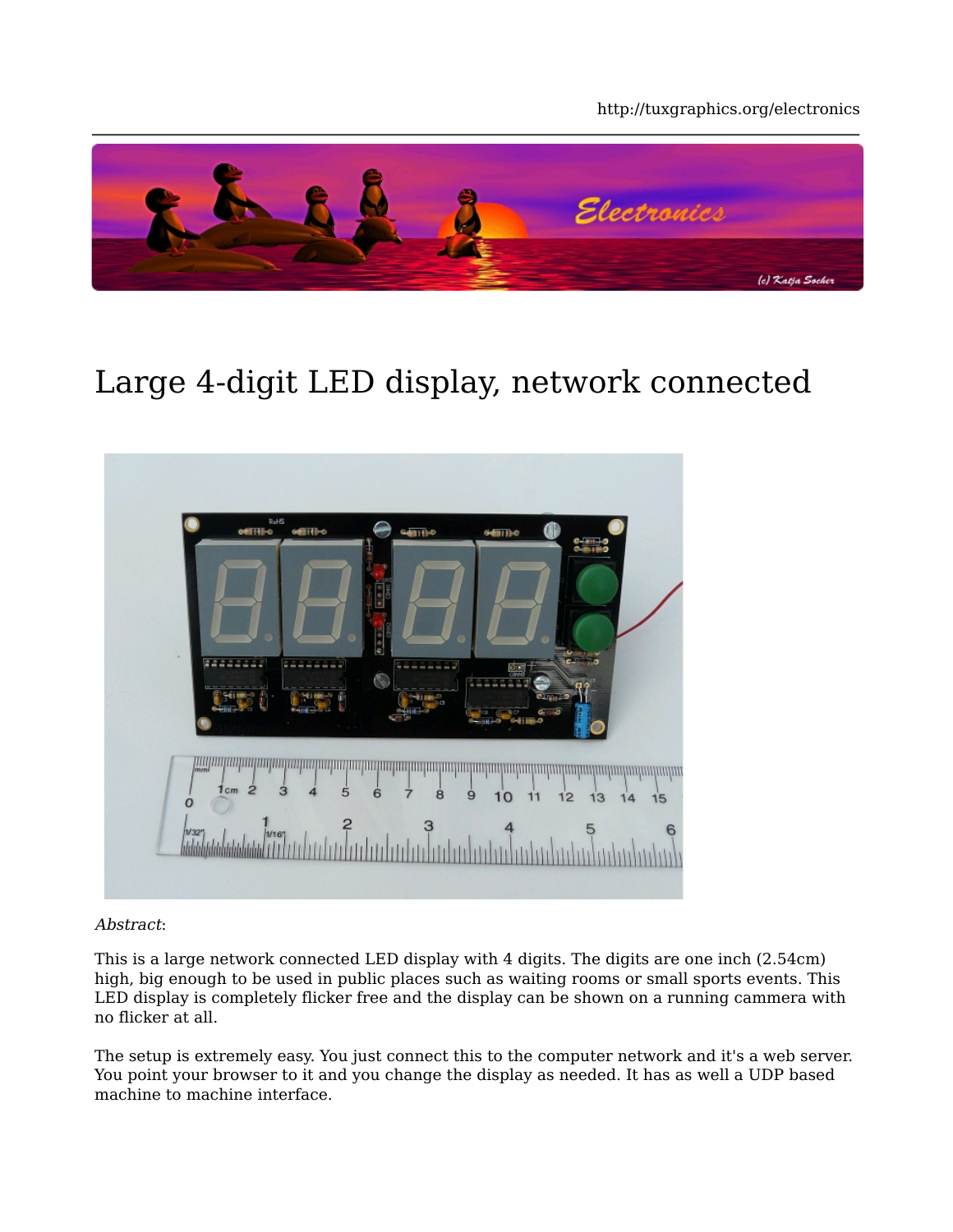http://tuxgraphics.org/electronics

# Large 4-digit LED display, network connected

*Abstract*:

This is a large network connected LED display with 4 digits. The digits are one inch (2.54cm) high, big enough to be used in public places such as waiting rooms or small sports events. This LED display is completely flicker free and the display can be shown on a running cammera with no flicker at all.

The setup is extremely easy. You just connect this to the computer network and it's a web server. You point your browser to it and you change the display as needed. It has as well a UDP based machine to machine interface.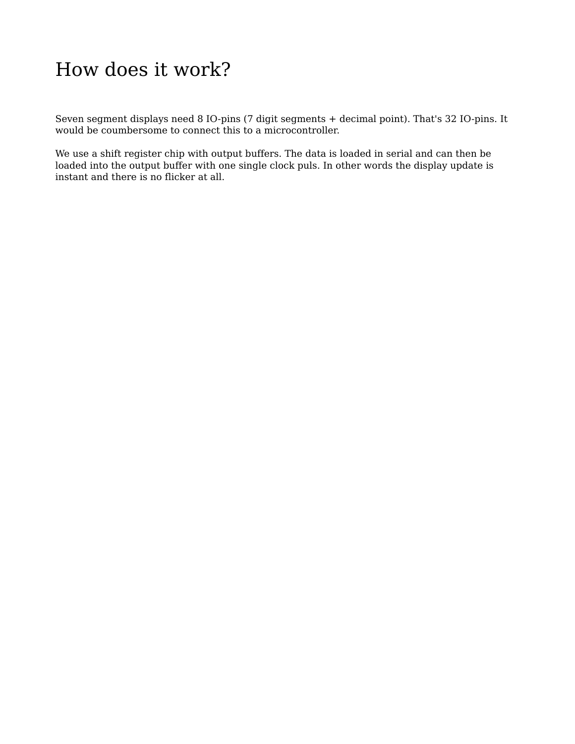# How does it work?

Seven segment displays need 8 IO-pins (7 digit segments + decimal point). That's 32 IO-pins. It would be coumbersome to connect this to a microcontroller.

We use a shift register chip with output buffers. The data is loaded in serial and can then be loaded into the output buffer with one single clock puls. In other words the display update is instant and there is no flicker at all.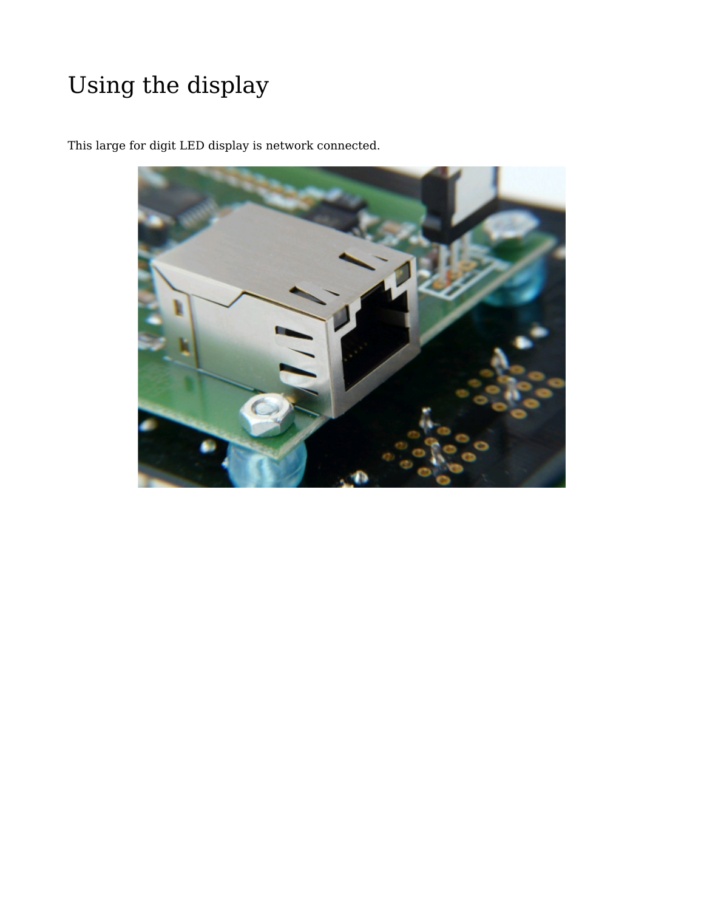# Using the display

This large for digit LED display is network connected.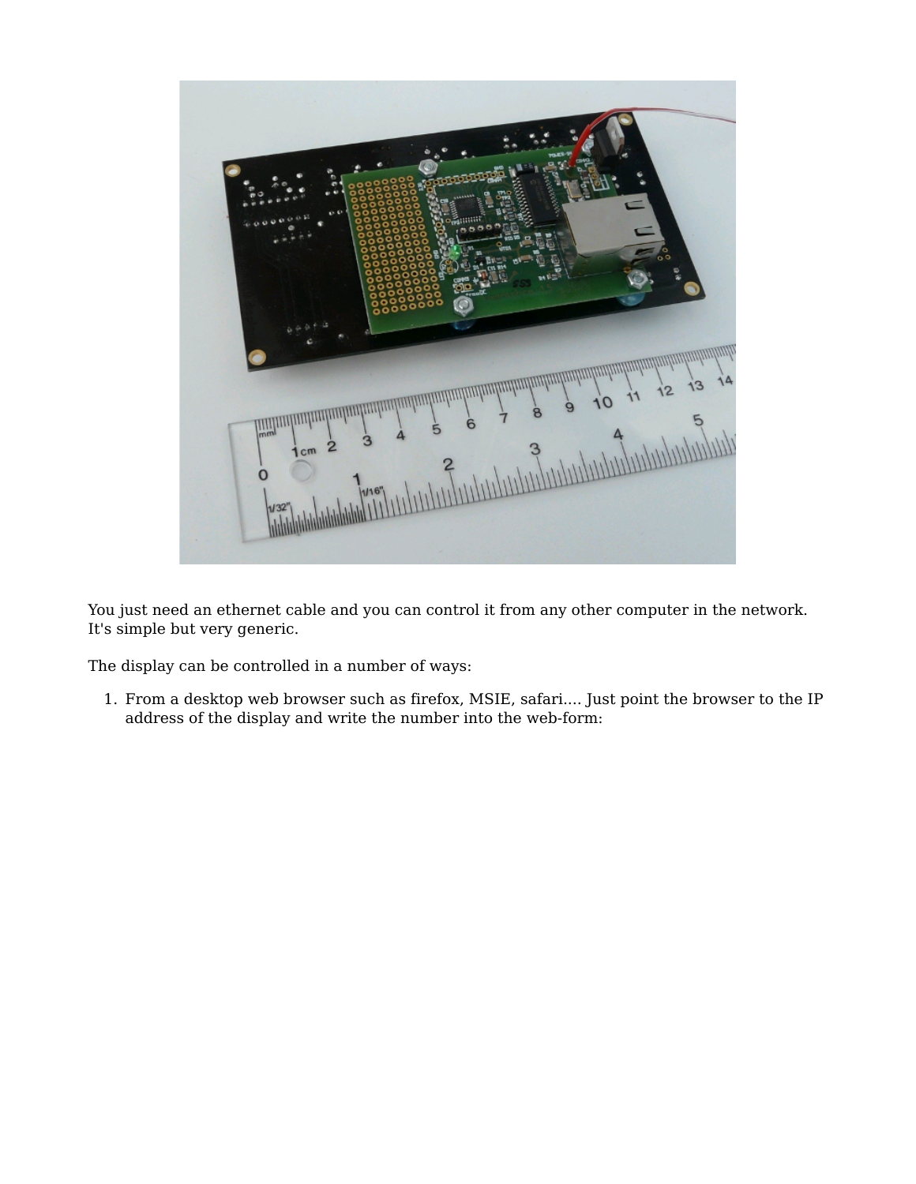You just need an ethernet cable and you can control it from any other computer in the network. It's simple but very generic.

The display can be controlled in a number of ways:

1. From a desktop web browser such as firefox, MSIE, safari.... Just point the browser to the IP address of the display and write the number into the web-form: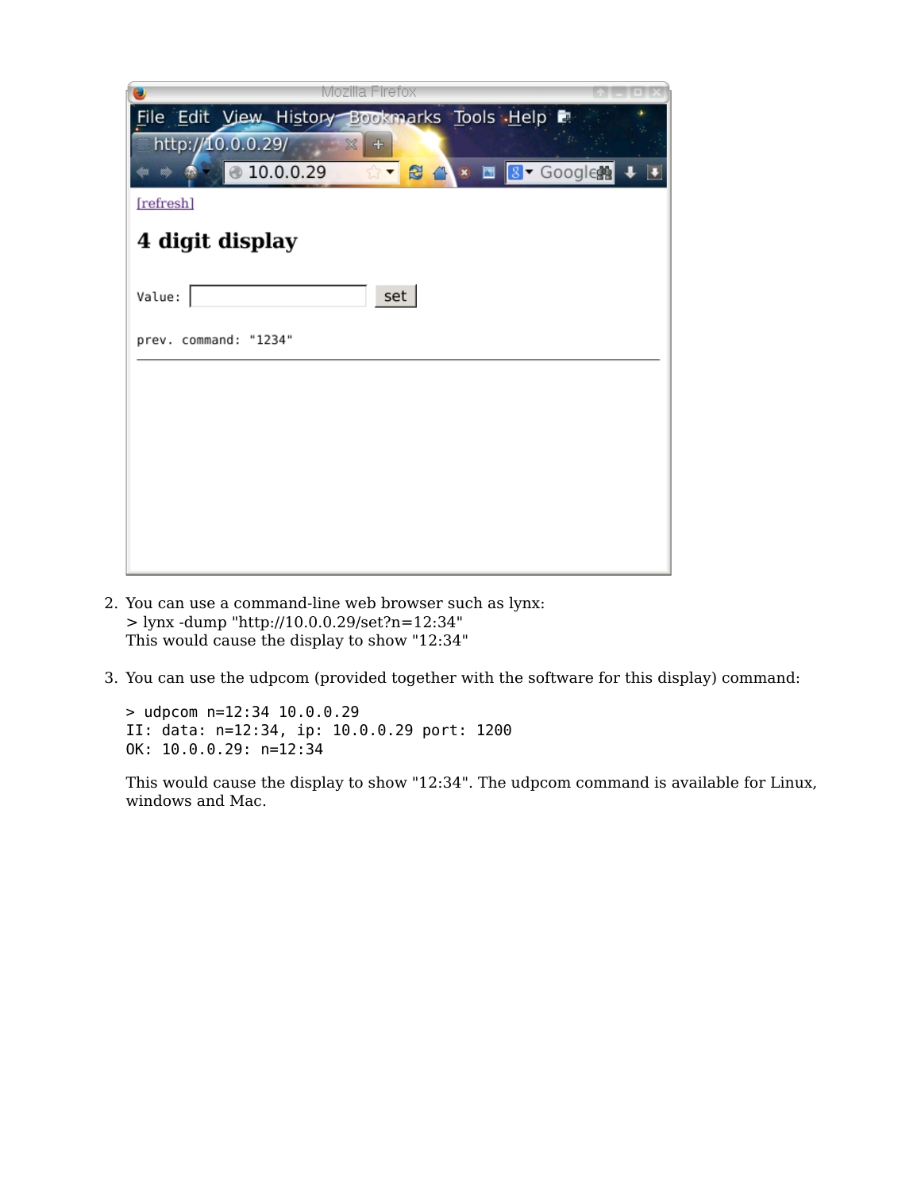2. You can use a command-line web browser such as lynx:
   > lynx -dump "http://10.0.0.29/set?n=12:34"
   This would cause the display to show "12:34"

3. You can use the udpcom (provided together with the software for this display) command:

   ```
   > udpcom n=12:34 10.0.0.29
   II: data: n=12:34, ip: 10.0.0.29 port: 1200
   OK: 10.0.0.29: n=12:34
   ```

   This would cause the display to show "12:34". The udpcom command is available for Linux, windows and Mac.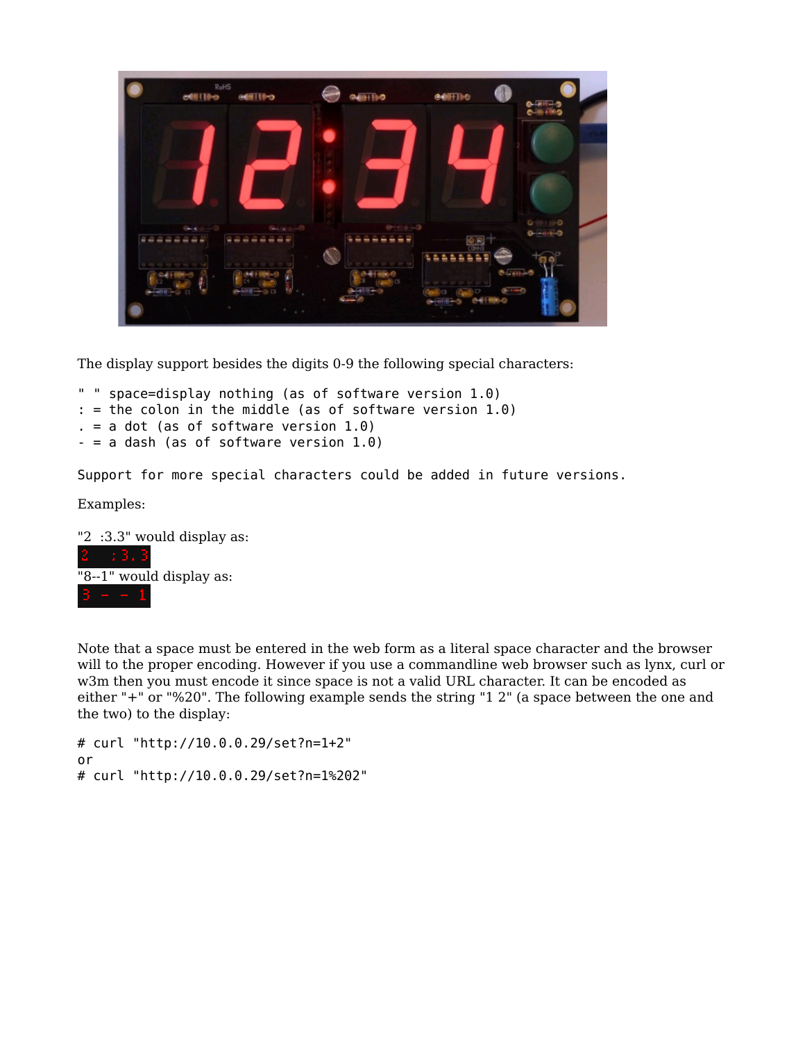The display support besides the digits 0-9 the following special characters:

```
" " space=display nothing (as of software version 1.0)
: = the colon in the middle (as of software version 1.0)
. = a dot (as of software version 1.0)
- = a dash (as of software version 1.0)
```

```
Support for more special characters could be added in future versions.
```

Examples:

"2  :3.3" would display as:

"8--1" would display as:

Note that a space must be entered in the web form as a literal space character and the browser will to the proper encoding. However if you use a commandline web browser such as lynx, curl or w3m then you must encode it since space is not a valid URL character. It can be encoded as either "+" or "%20". The following example sends the string "1 2" (a space between the one and the two) to the display:

```
# curl "http://10.0.0.29/set?n=1+2"
or
# curl "http://10.0.0.29/set?n=1%202"
```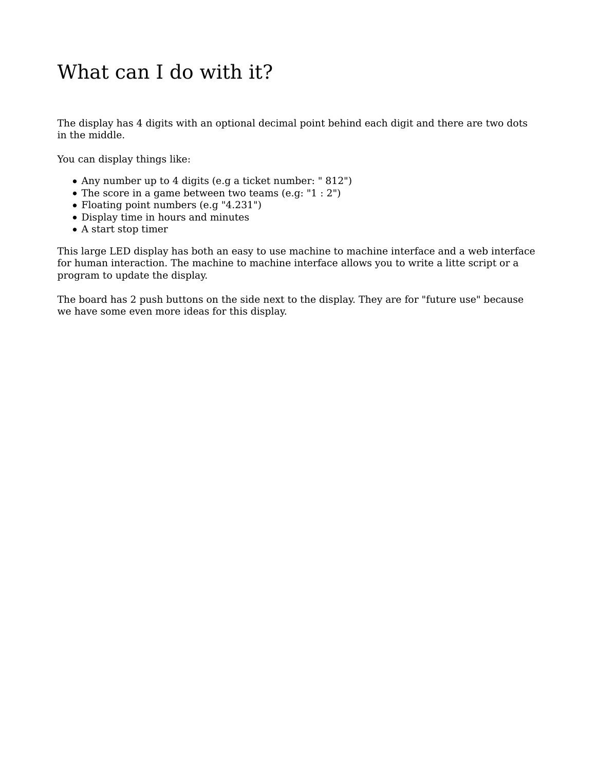# What can I do with it?

The display has 4 digits with an optional decimal point behind each digit and there are two dots in the middle.

You can display things like:

- Any number up to 4 digits (e.g a ticket number: " 812")
- The score in a game between two teams (e.g: "1 : 2")
- Floating point numbers (e.g "4.231")
- Display time in hours and minutes
- A start stop timer

This large LED display has both an easy to use machine to machine interface and a web interface for human interaction. The machine to machine interface allows you to write a litte script or a program to update the display.

The board has 2 push buttons on the side next to the display. They are for "future use" because we have some even more ideas for this display.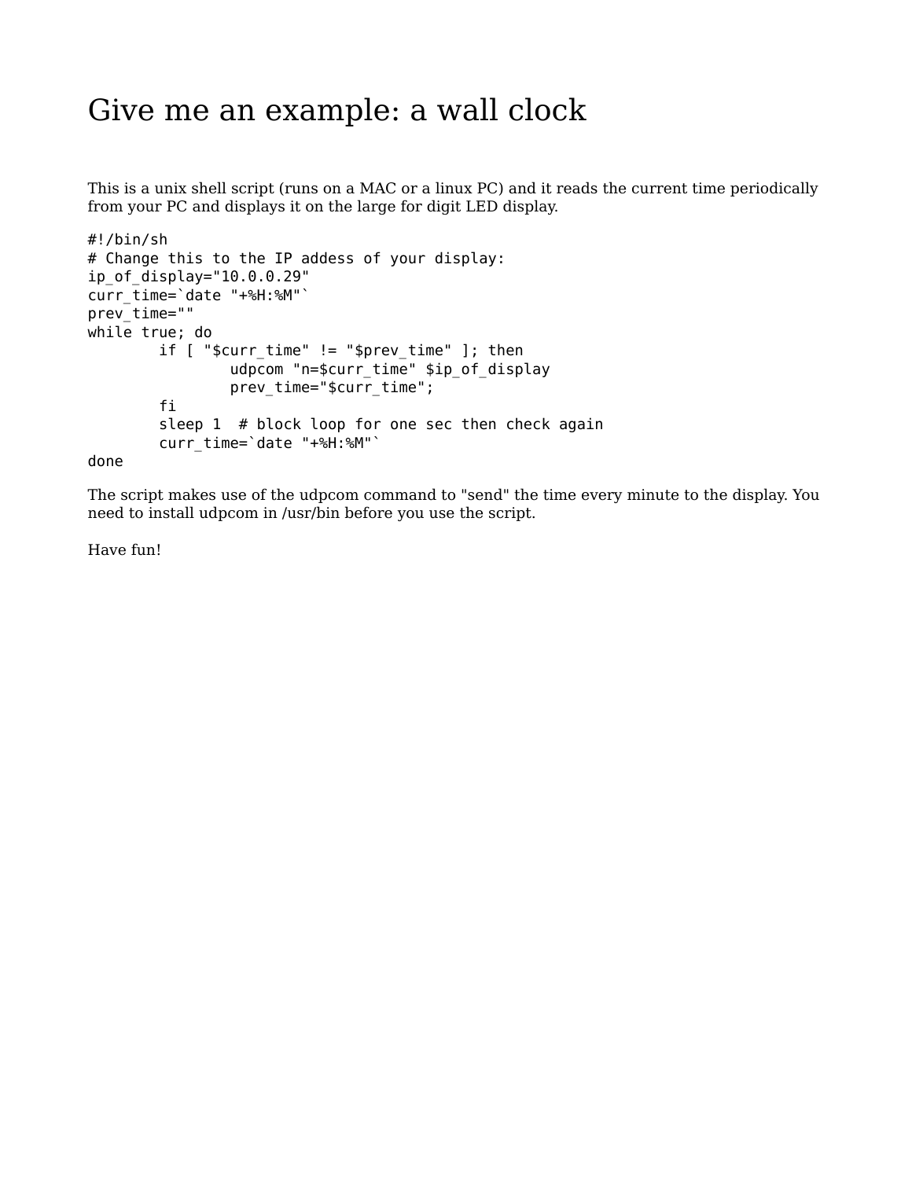# Give me an example: a wall clock

This is a unix shell script (runs on a MAC or a linux PC) and it reads the current time periodically from your PC and displays it on the large for digit LED display.

```
#!/bin/sh
# Change this to the IP addess of your display:
ip_of_display="10.0.0.29"
curr_time=`date "+%H:%M"`
prev_time=""
while true; do
        if [ "$curr_time" != "$prev_time" ]; then
                udpcom "n=$curr_time" $ip_of_display
                prev_time="$curr_time";
        fi
        sleep 1  # block loop for one sec then check again
        curr_time=`date "+%H:%M"`
done
```

The script makes use of the udpcom command to "send" the time every minute to the display. You need to install udpcom in /usr/bin before you use the script.

Have fun!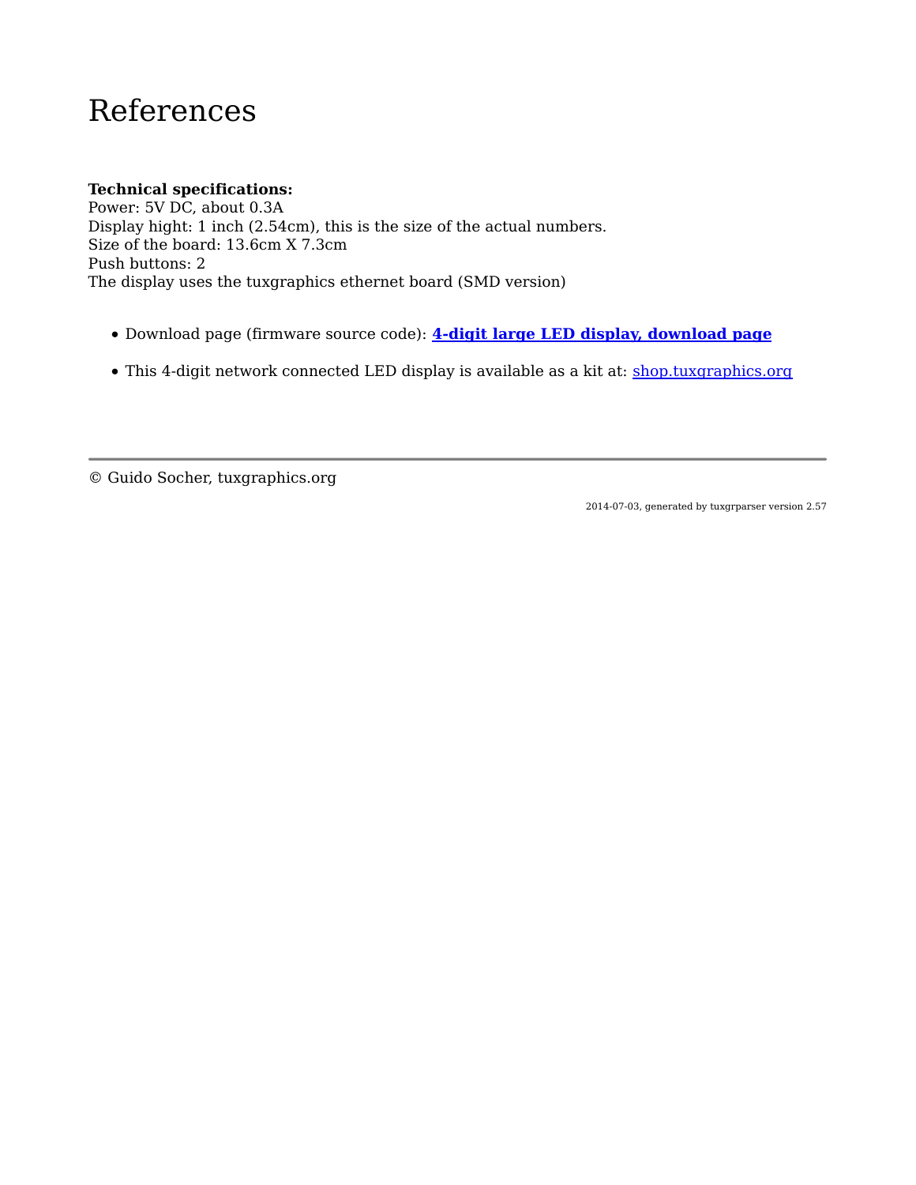# References

**Technical specifications:**
Power: 5V DC, about 0.3A
Display hight: 1 inch (2.54cm), this is the size of the actual numbers.
Size of the board: 13.6cm X 7.3cm
Push buttons: 2
The display uses the tuxgraphics ethernet board (SMD version)

- Download page (firmware source code): **4-digit large LED display, download page**
- This 4-digit network connected LED display is available as a kit at: shop.tuxgraphics.org

---

© Guido Socher, tuxgraphics.org

2014-07-03, generated by tuxgrparser version 2.57